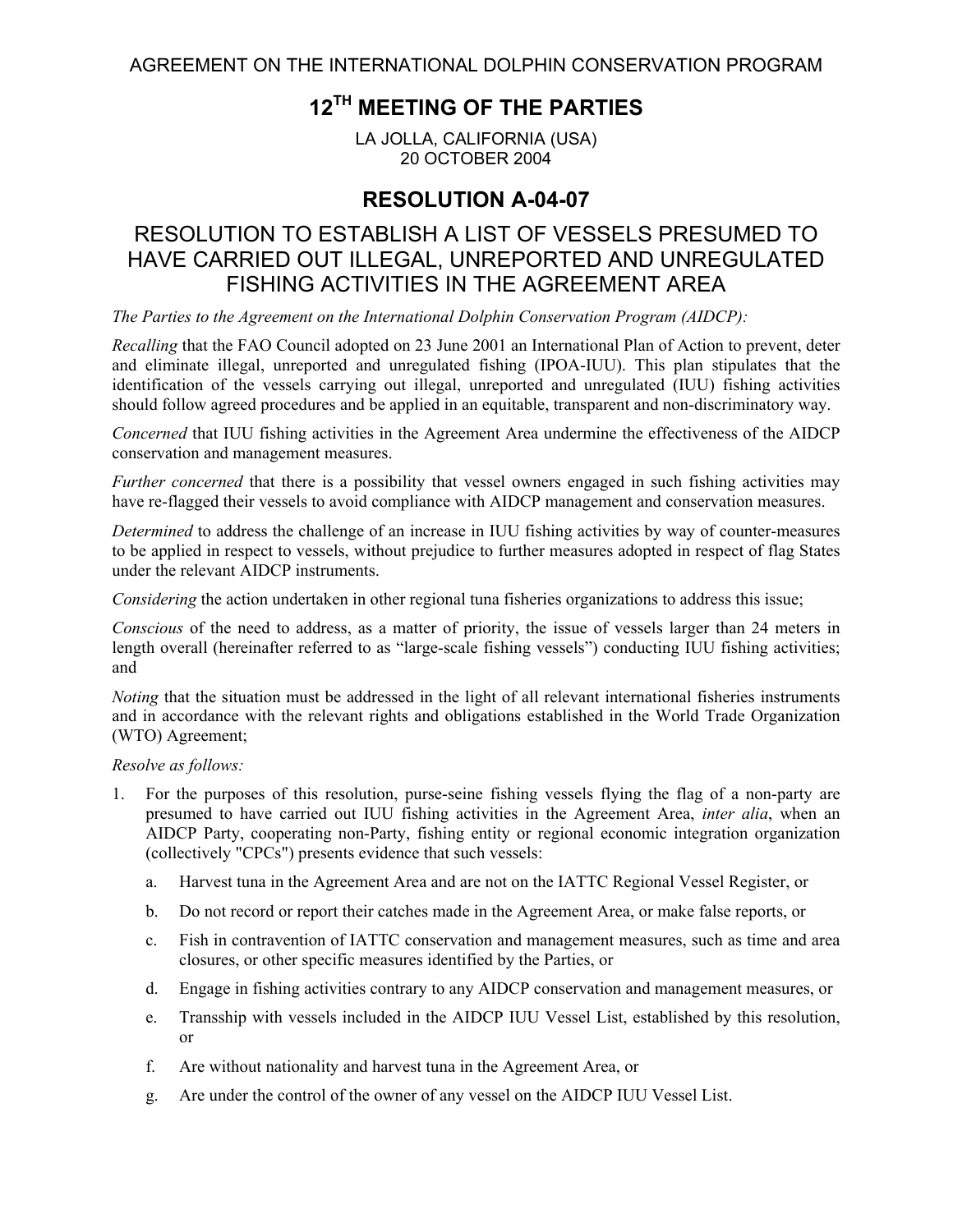AGREEMENT ON THE INTERNATIONAL DOLPHIN CONSERVATION PROGRAM

# 12TH MEETING OF THE PARTIES

LA JOLLA, CALIFORNIA (USA)
20 OCTOBER 2004

## RESOLUTION A-04-07

## RESOLUTION TO ESTABLISH A LIST OF VESSELS PRESUMED TO HAVE CARRIED OUT ILLEGAL, UNREPORTED AND UNREGULATED FISHING ACTIVITIES IN THE AGREEMENT AREA

*The Parties to the Agreement on the International Dolphin Conservation Program (AIDCP):*

*Recalling* that the FAO Council adopted on 23 June 2001 an International Plan of Action to prevent, deter and eliminate illegal, unreported and unregulated fishing (IPOA-IUU). This plan stipulates that the identification of the vessels carrying out illegal, unreported and unregulated (IUU) fishing activities should follow agreed procedures and be applied in an equitable, transparent and non-discriminatory way.

*Concerned* that IUU fishing activities in the Agreement Area undermine the effectiveness of the AIDCP conservation and management measures.

*Further concerned* that there is a possibility that vessel owners engaged in such fishing activities may have re-flagged their vessels to avoid compliance with AIDCP management and conservation measures.

*Determined* to address the challenge of an increase in IUU fishing activities by way of counter-measures to be applied in respect to vessels, without prejudice to further measures adopted in respect of flag States under the relevant AIDCP instruments.

*Considering* the action undertaken in other regional tuna fisheries organizations to address this issue;

*Conscious* of the need to address, as a matter of priority, the issue of vessels larger than 24 meters in length overall (hereinafter referred to as "large-scale fishing vessels") conducting IUU fishing activities; and

*Noting* that the situation must be addressed in the light of all relevant international fisheries instruments and in accordance with the relevant rights and obligations established in the World Trade Organization (WTO) Agreement;

*Resolve as follows:*

1. For the purposes of this resolution, purse-seine fishing vessels flying the flag of a non-party are presumed to have carried out IUU fishing activities in the Agreement Area, *inter alia*, when an AIDCP Party, cooperating non-Party, fishing entity or regional economic integration organization (collectively "CPCs") presents evidence that such vessels:
   a. Harvest tuna in the Agreement Area and are not on the IATTC Regional Vessel Register, or
   b. Do not record or report their catches made in the Agreement Area, or make false reports, or
   c. Fish in contravention of IATTC conservation and management measures, such as time and area closures, or other specific measures identified by the Parties, or
   d. Engage in fishing activities contrary to any AIDCP conservation and management measures, or
   e. Tranship with vessels included in the AIDCP IUU Vessel List, established by this resolution, or
   f. Are without nationality and harvest tuna in the Agreement Area, or
   g. Are under the control of the owner of any vessel on the AIDCP IUU Vessel List.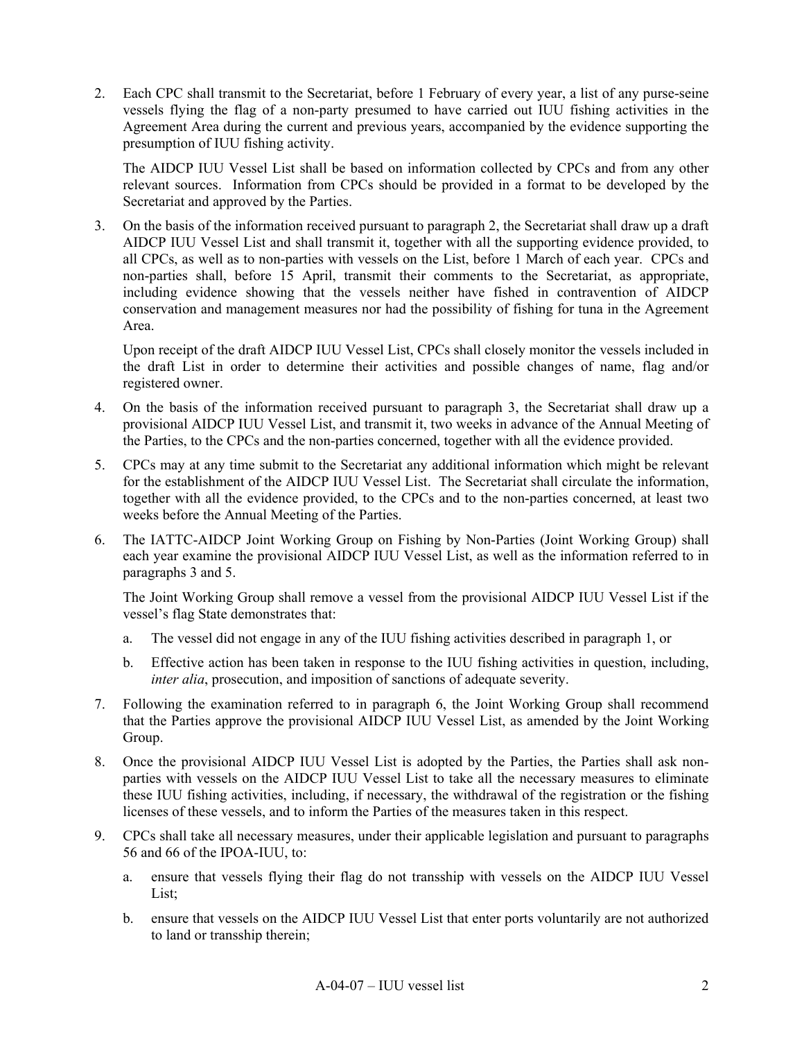2. Each CPC shall transmit to the Secretariat, before 1 February of every year, a list of any purse-seine vessels flying the flag of a non-party presumed to have carried out IUU fishing activities in the Agreement Area during the current and previous years, accompanied by the evidence supporting the presumption of IUU fishing activity.

   The AIDCP IUU Vessel List shall be based on information collected by CPCs and from any other relevant sources. Information from CPCs should be provided in a format to be developed by the Secretariat and approved by the Parties.

3. On the basis of the information received pursuant to paragraph 2, the Secretariat shall draw up a draft AIDCP IUU Vessel List and shall transmit it, together with all the supporting evidence provided, to all CPCs, as well as to non-parties with vessels on the List, before 1 March of each year. CPCs and non-parties shall, before 15 April, transmit their comments to the Secretariat, as appropriate, including evidence showing that the vessels neither have fished in contravention of AIDCP conservation and management measures nor had the possibility of fishing for tuna in the Agreement Area.

   Upon receipt of the draft AIDCP IUU Vessel List, CPCs shall closely monitor the vessels included in the draft List in order to determine their activities and possible changes of name, flag and/or registered owner.

4. On the basis of the information received pursuant to paragraph 3, the Secretariat shall draw up a provisional AIDCP IUU Vessel List, and transmit it, two weeks in advance of the Annual Meeting of the Parties, to the CPCs and the non-parties concerned, together with all the evidence provided.

5. CPCs may at any time submit to the Secretariat any additional information which might be relevant for the establishment of the AIDCP IUU Vessel List. The Secretariat shall circulate the information, together with all the evidence provided, to the CPCs and to the non-parties concerned, at least two weeks before the Annual Meeting of the Parties.

6. The IATTC-AIDCP Joint Working Group on Fishing by Non-Parties (Joint Working Group) shall each year examine the provisional AIDCP IUU Vessel List, as well as the information referred to in paragraphs 3 and 5.

   The Joint Working Group shall remove a vessel from the provisional AIDCP IUU Vessel List if the vessel's flag State demonstrates that:

   a. The vessel did not engage in any of the IUU fishing activities described in paragraph 1, or

   b. Effective action has been taken in response to the IUU fishing activities in question, including, *inter alia*, prosecution, and imposition of sanctions of adequate severity.

7. Following the examination referred to in paragraph 6, the Joint Working Group shall recommend that the Parties approve the provisional AIDCP IUU Vessel List, as amended by the Joint Working Group.

8. Once the provisional AIDCP IUU Vessel List is adopted by the Parties, the Parties shall ask non-parties with vessels on the AIDCP IUU Vessel List to take all the necessary measures to eliminate these IUU fishing activities, including, if necessary, the withdrawal of the registration or the fishing licenses of these vessels, and to inform the Parties of the measures taken in this respect.

9. CPCs shall take all necessary measures, under their applicable legislation and pursuant to paragraphs 56 and 66 of the IPOA-IUU, to:

   a. ensure that vessels flying their flag do not transship with vessels on the AIDCP IUU Vessel List;

   b. ensure that vessels on the AIDCP IUU Vessel List that enter ports voluntarily are not authorized to land or transship therein;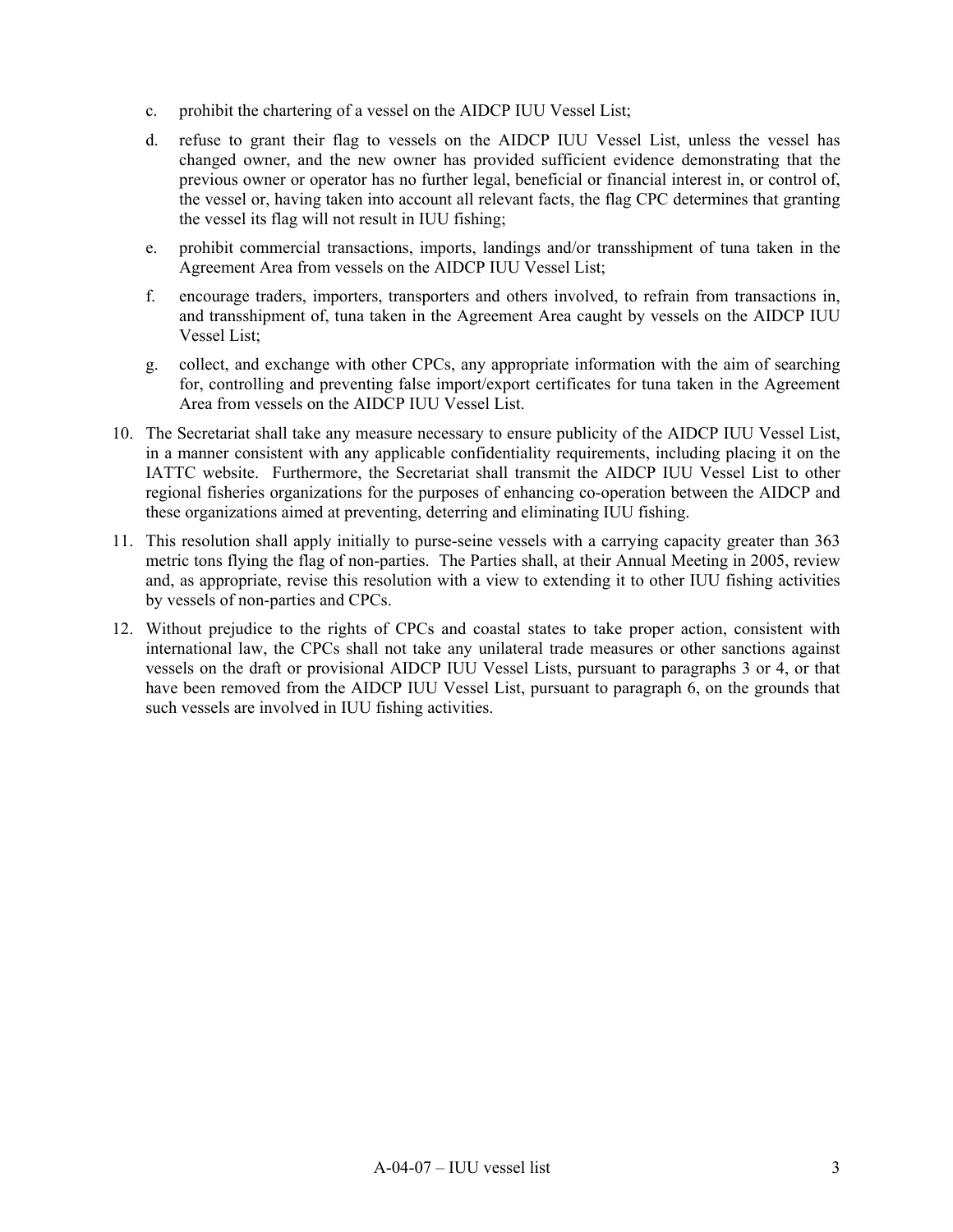c. prohibit the chartering of a vessel on the AIDCP IUU Vessel List;

d. refuse to grant their flag to vessels on the AIDCP IUU Vessel List, unless the vessel has changed owner, and the new owner has provided sufficient evidence demonstrating that the previous owner or operator has no further legal, beneficial or financial interest in, or control of, the vessel or, having taken into account all relevant facts, the flag CPC determines that granting the vessel its flag will not result in IUU fishing;

e. prohibit commercial transactions, imports, landings and/or transshipment of tuna taken in the Agreement Area from vessels on the AIDCP IUU Vessel List;

f. encourage traders, importers, transporters and others involved, to refrain from transactions in, and transshipment of, tuna taken in the Agreement Area caught by vessels on the AIDCP IUU Vessel List;

g. collect, and exchange with other CPCs, any appropriate information with the aim of searching for, controlling and preventing false import/export certificates for tuna taken in the Agreement Area from vessels on the AIDCP IUU Vessel List.

10. The Secretariat shall take any measure necessary to ensure publicity of the AIDCP IUU Vessel List, in a manner consistent with any applicable confidentiality requirements, including placing it on the IATTC website. Furthermore, the Secretariat shall transmit the AIDCP IUU Vessel List to other regional fisheries organizations for the purposes of enhancing co-operation between the AIDCP and these organizations aimed at preventing, deterring and eliminating IUU fishing.

11. This resolution shall apply initially to purse-seine vessels with a carrying capacity greater than 363 metric tons flying the flag of non-parties. The Parties shall, at their Annual Meeting in 2005, review and, as appropriate, revise this resolution with a view to extending it to other IUU fishing activities by vessels of non-parties and CPCs.

12. Without prejudice to the rights of CPCs and coastal states to take proper action, consistent with international law, the CPCs shall not take any unilateral trade measures or other sanctions against vessels on the draft or provisional AIDCP IUU Vessel Lists, pursuant to paragraphs 3 or 4, or that have been removed from the AIDCP IUU Vessel List, pursuant to paragraph 6, on the grounds that such vessels are involved in IUU fishing activities.